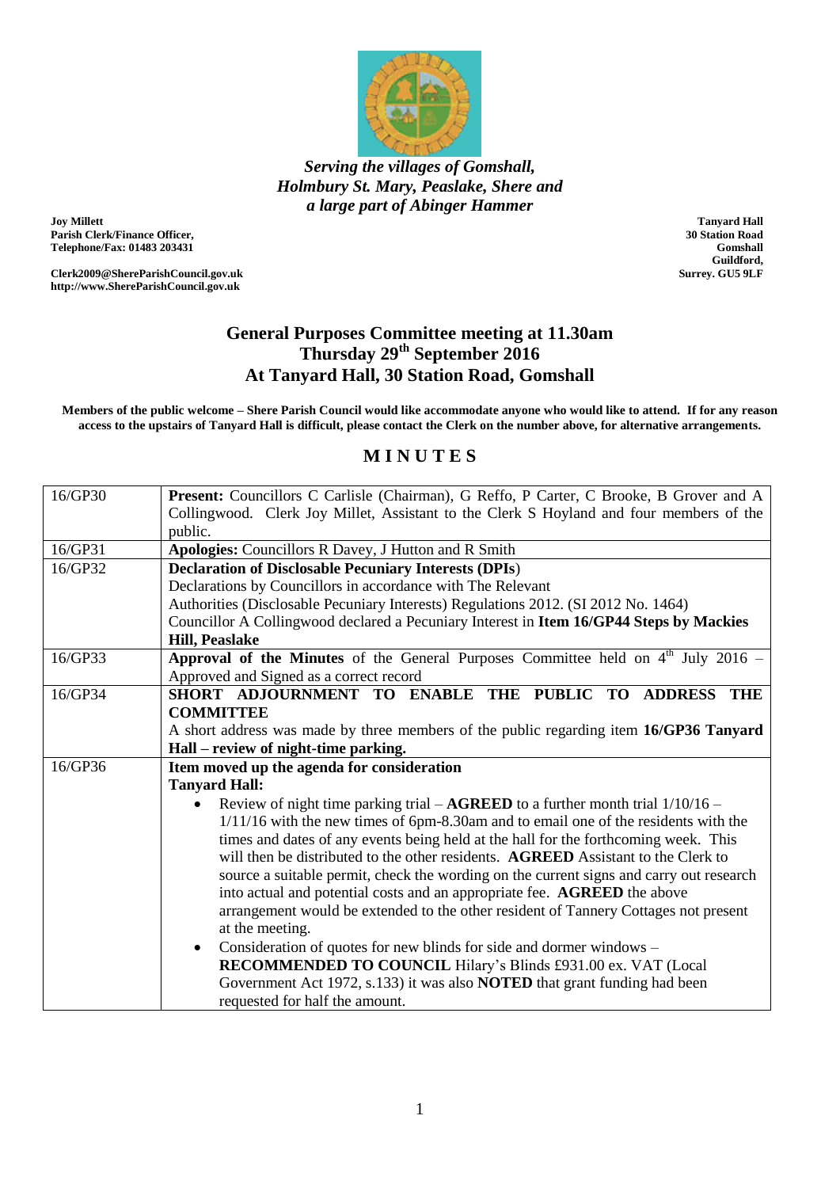*Serving the villages of Gomshall, Holmbury St. Mary, Peaslake, Shere and a large part of Abinger Hammer*

**Joy Millett**
**Parish Clerk/Finance Officer,**
**Telephone/Fax: 01483 203431**

**Clerk2009@ShereParishCouncil.gov.uk**
**http://www.ShereParishCouncil.gov.uk**

**Tanyard Hall**
**30 Station Road**
**Gomshall**
**Guildford,**
**Surrey. GU5 9LF**

## General Purposes Committee meeting at 11.30am Thursday 29th September 2016 At Tanyard Hall, 30 Station Road, Gomshall

**Members of the public welcome – Shere Parish Council would like accommodate anyone who would like to attend. If for any reason access to the upstairs of Tanyard Hall is difficult, please contact the Clerk on the number above, for alternative arrangements.**

## MINUTES

| | |
|---|---|
| 16/GP30 | **Present:** Councillors C Carlisle (Chairman), G Reffo, P Carter, C Brooke, B Grover and A Collingwood. Clerk Joy Millet, Assistant to the Clerk S Hoyland and four members of the public. |
| 16/GP31 | **Apologies:** Councillors R Davey, J Hutton and R Smith |
| 16/GP32 | **Declaration of Disclosable Pecuniary Interests (DPIs)**<br>Declarations by Councillors in accordance with The Relevant Authorities (Disclosable Pecuniary Interests) Regulations 2012. (SI 2012 No. 1464)<br>Councillor A Collingwood declared a Pecuniary Interest in **Item 16/GP44 Steps by Mackies Hill, Peaslake** |
| 16/GP33 | **Approval of the Minutes** of the General Purposes Committee held on 4th July 2016 – Approved and Signed as a correct record |
| 16/GP34 | **SHORT ADJOURNMENT TO ENABLE THE PUBLIC TO ADDRESS THE COMMITTEE**<br>A short address was made by three members of the public regarding item **16/GP36 Tanyard Hall – review of night-time parking.** |
| 16/GP36 | **Item moved up the agenda for consideration**<br>**Tanyard Hall:**<br>• Review of night time parking trial – **AGREED** to a further month trial 1/10/16 – 1/11/16 with the new times of 6pm-8.30am and to email one of the residents with the times and dates of any events being held at the hall for the forthcoming week. This will then be distributed to the other residents. **AGREED** Assistant to the Clerk to source a suitable permit, check the wording on the current signs and carry out research into actual and potential costs and an appropriate fee. **AGREED** the above arrangement would be extended to the other resident of Tannery Cottages not present at the meeting.<br>• Consideration of quotes for new blinds for side and dormer windows – **RECOMMENDED TO COUNCIL** Hilary's Blinds £931.00 ex. VAT (Local Government Act 1972, s.133) it was also **NOTED** that grant funding had been requested for half the amount. |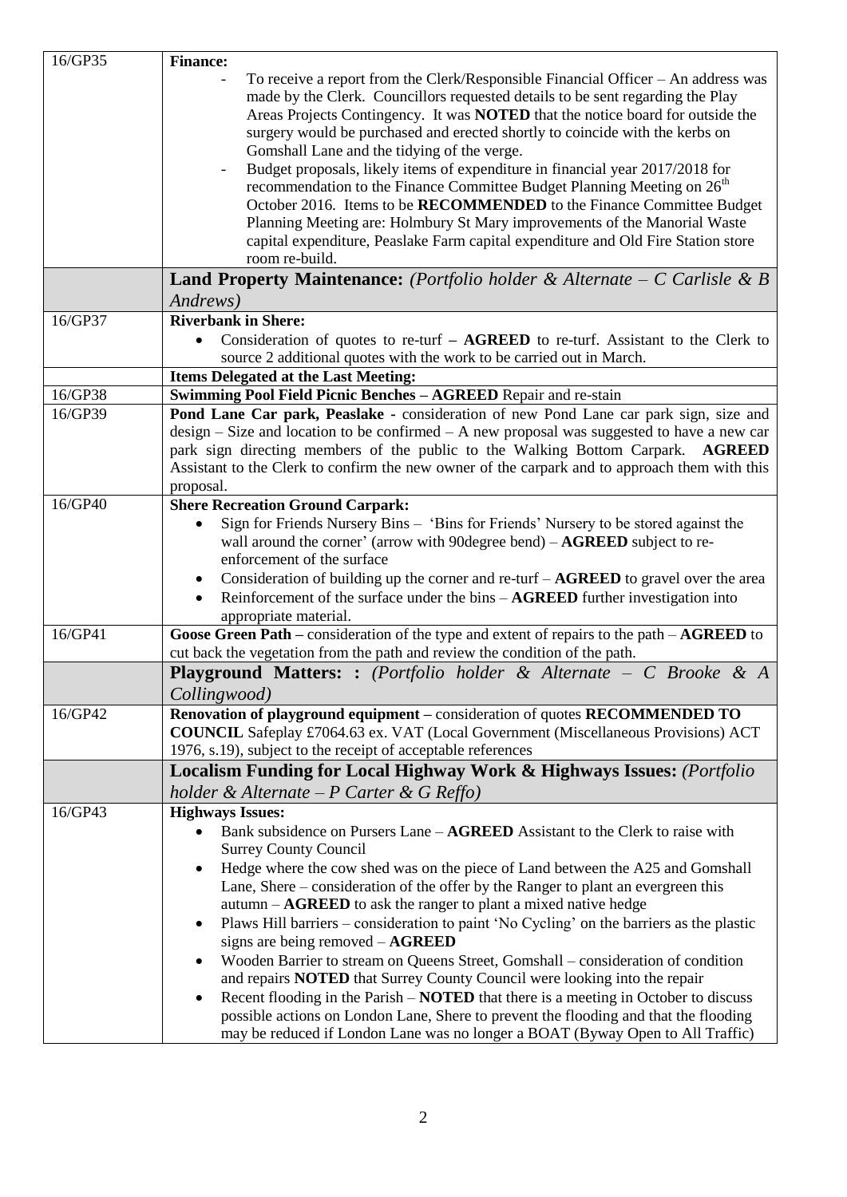| | |
|---|---|
| 16/GP35 | **Finance:**<br>- To receive a report from the Clerk/Responsible Financial Officer – An address was made by the Clerk. Councillors requested details to be sent regarding the Play Areas Projects Contingency. It was **NOTED** that the notice board for outside the surgery would be purchased and erected shortly to coincide with the kerbs on Gomshall Lane and the tidying of the verge.<br>- Budget proposals, likely items of expenditure in financial year 2017/2018 for recommendation to the Finance Committee Budget Planning Meeting on 26th October 2016. Items to be **RECOMMENDED** to the Finance Committee Budget Planning Meeting are: Holmbury St Mary improvements of the Manorial Waste capital expenditure, Peaslake Farm capital expenditure and Old Fire Station store room re-build. |
| | **Land Property Maintenance:** *(Portfolio holder & Alternate – C Carlisle & B Andrews)* |
| 16/GP37 | **Riverbank in Shere:**<br>• Consideration of quotes to re-turf – **AGREED** to re-turf. Assistant to the Clerk to source 2 additional quotes with the work to be carried out in March. |
| | **Items Delegated at the Last Meeting:** |
| 16/GP38 | **Swimming Pool Field Picnic Benches – AGREED** Repair and re-stain |
| 16/GP39 | **Pond Lane Car park, Peaslake** - consideration of new Pond Lane car park sign, size and design – Size and location to be confirmed – A new proposal was suggested to have a new car park sign directing members of the public to the Walking Bottom Carpark. **AGREED** Assistant to the Clerk to confirm the new owner of the carpark and to approach them with this proposal. |
| 16/GP40 | **Shere Recreation Ground Carpark:**<br>• Sign for Friends Nursery Bins – 'Bins for Friends' Nursery to be stored against the wall around the corner' (arrow with 90degree bend) – **AGREED** subject to re-enforcement of the surface<br>• Consideration of building up the corner and re-turf – **AGREED** to gravel over the area<br>• Reinforcement of the surface under the bins – **AGREED** further investigation into appropriate material. |
| 16/GP41 | **Goose Green Path –** consideration of the type and extent of repairs to the path – **AGREED** to cut back the vegetation from the path and review the condition of the path. |
| | **Playground Matters: :** *(Portfolio holder & Alternate – C Brooke & A Collingwood)* |
| 16/GP42 | **Renovation of playground equipment –** consideration of quotes **RECOMMENDED TO COUNCIL** Safeplay £7064.63 ex. VAT (Local Government (Miscellaneous Provisions) ACT 1976, s.19), subject to the receipt of acceptable references |
| | **Localism Funding for Local Highway Work & Highways Issues:** *(Portfolio holder & Alternate – P Carter & G Reffo)* |
| 16/GP43 | **Highways Issues:**<br>• Bank subsidence on Pursers Lane – **AGREED** Assistant to the Clerk to raise with Surrey County Council<br>• Hedge where the cow shed was on the piece of Land between the A25 and Gomshall Lane, Shere – consideration of the offer by the Ranger to plant an evergreen this autumn – **AGREED** to ask the ranger to plant a mixed native hedge<br>• Plaws Hill barriers – consideration to paint 'No Cycling' on the barriers as the plastic signs are being removed – **AGREED**<br>• Wooden Barrier to stream on Queens Street, Gomshall – consideration of condition and repairs **NOTED** that Surrey County Council were looking into the repair<br>• Recent flooding in the Parish – **NOTED** that there is a meeting in October to discuss possible actions on London Lane, Shere to prevent the flooding and that the flooding may be reduced if London Lane was no longer a BOAT (Byway Open to All Traffic) |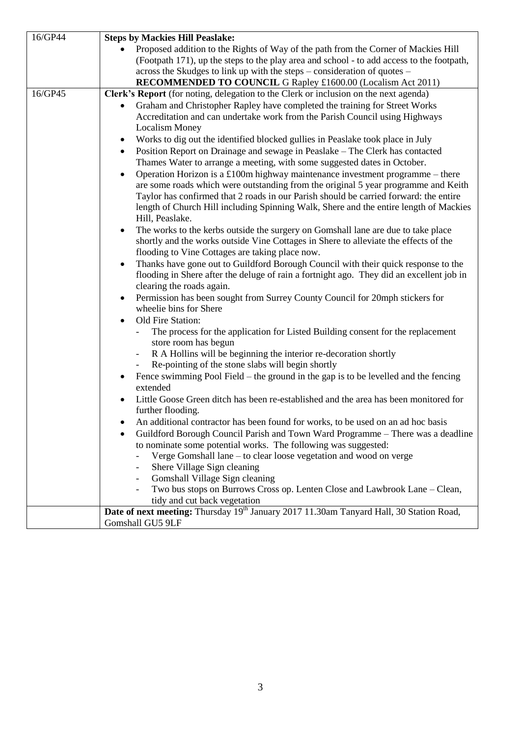| | |
|---|---|
| 16/GP44 | **Steps by Mackies Hill Peaslake:**<br>• Proposed addition to the Rights of Way of the path from the Corner of Mackies Hill (Footpath 171), up the steps to the play area and school - to add access to the footpath, across the Skudges to link up with the steps – consideration of quotes – **RECOMMENDED TO COUNCIL** G Rapley £1600.00 (Localism Act 2011) |
| 16/GP45 | **Clerk's Report** (for noting, delegation to the Clerk or inclusion on the next agenda)<br>• Graham and Christopher Rapley have completed the training for Street Works Accreditation and can undertake work from the Parish Council using Highways Localism Money<br>• Works to dig out the identified blocked gullies in Peaslake took place in July<br>• Position Report on Drainage and sewage in Peaslake – The Clerk has contacted Thames Water to arrange a meeting, with some suggested dates in October.<br>• Operation Horizon is a £100m highway maintenance investment programme – there are some roads which were outstanding from the original 5 year programme and Keith Taylor has confirmed that 2 roads in our Parish should be carried forward: the entire length of Church Hill including Spinning Walk, Shere and the entire length of Mackies Hill, Peaslake.<br>• The works to the kerbs outside the surgery on Gomshall lane are due to take place shortly and the works outside Vine Cottages in Shere to alleviate the effects of the flooding to Vine Cottages are taking place now.<br>• Thanks have gone out to Guildford Borough Council with their quick response to the flooding in Shere after the deluge of rain a fortnight ago. They did an excellent job in clearing the roads again.<br>• Permission has been sought from Surrey County Council for 20mph stickers for wheelie bins for Shere<br>• Old Fire Station:<br>  - The process for the application for Listed Building consent for the replacement store room has begun<br>  - R A Hollins will be beginning the interior re-decoration shortly<br>  - Re-pointing of the stone slabs will begin shortly<br>• Fence swimming Pool Field – the ground in the gap is to be levelled and the fencing extended<br>• Little Goose Green ditch has been re-established and the area has been monitored for further flooding.<br>• An additional contractor has been found for works, to be used on an ad hoc basis<br>• Guildford Borough Council Parish and Town Ward Programme – There was a deadline to nominate some potential works. The following was suggested:<br>  - Verge Gomshall lane – to clear loose vegetation and wood on verge<br>  - Shere Village Sign cleaning<br>  - Gomshall Village Sign cleaning<br>  - Two bus stops on Burrows Cross op. Lenten Close and Lawbrook Lane – Clean, tidy and cut back vegetation |
| | **Date of next meeting:** Thursday 19th January 2017 11.30am Tanyard Hall, 30 Station Road, Gomshall GU5 9LF |